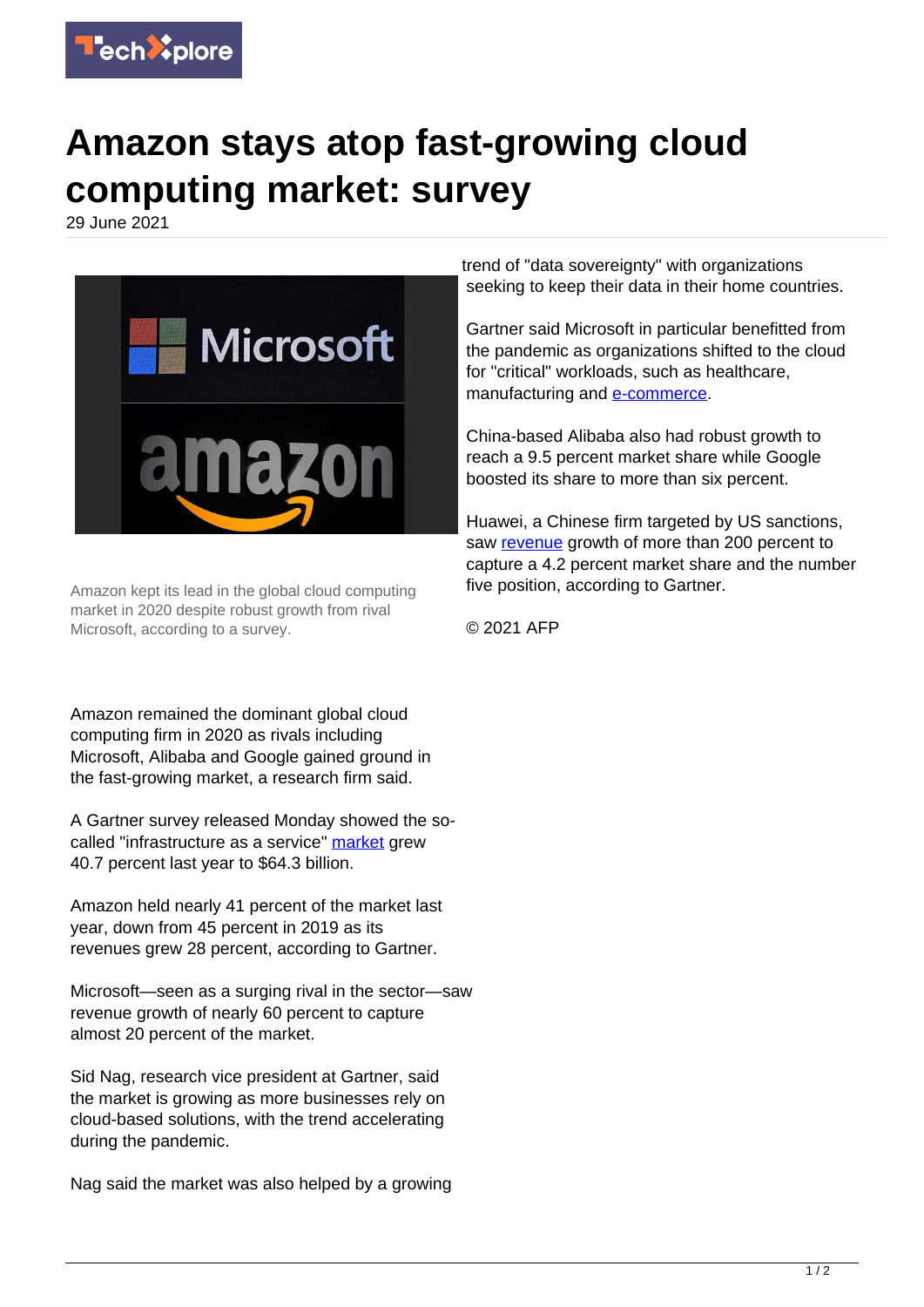# Amazon stays atop fast-growing cloud computing market: survey

29 June 2021

Amazon kept its lead in the global cloud computing market in 2020 despite robust growth from rival Microsoft, according to a survey.

Amazon remained the dominant global cloud computing firm in 2020 as rivals including Microsoft, Alibaba and Google gained ground in the fast-growing market, a research firm said.

A Gartner survey released Monday showed the so-called "infrastructure as a service" market grew 40.7 percent last year to $64.3 billion.

Amazon held nearly 41 percent of the market last year, down from 45 percent in 2019 as its revenues grew 28 percent, according to Gartner.

Microsoft—seen as a surging rival in the sector—saw revenue growth of nearly 60 percent to capture almost 20 percent of the market.

Sid Nag, research vice president at Gartner, said the market is growing as more businesses rely on cloud-based solutions, with the trend accelerating during the pandemic.

Nag said the market was also helped by a growing trend of "data sovereignty" with organizations seeking to keep their data in their home countries.

Gartner said Microsoft in particular benefitted from the pandemic as organizations shifted to the cloud for "critical" workloads, such as healthcare, manufacturing and e-commerce.

China-based Alibaba also had robust growth to reach a 9.5 percent market share while Google boosted its share to more than six percent.

Huawei, a Chinese firm targeted by US sanctions, saw revenue growth of more than 200 percent to capture a 4.2 percent market share and the number five position, according to Gartner.

© 2021 AFP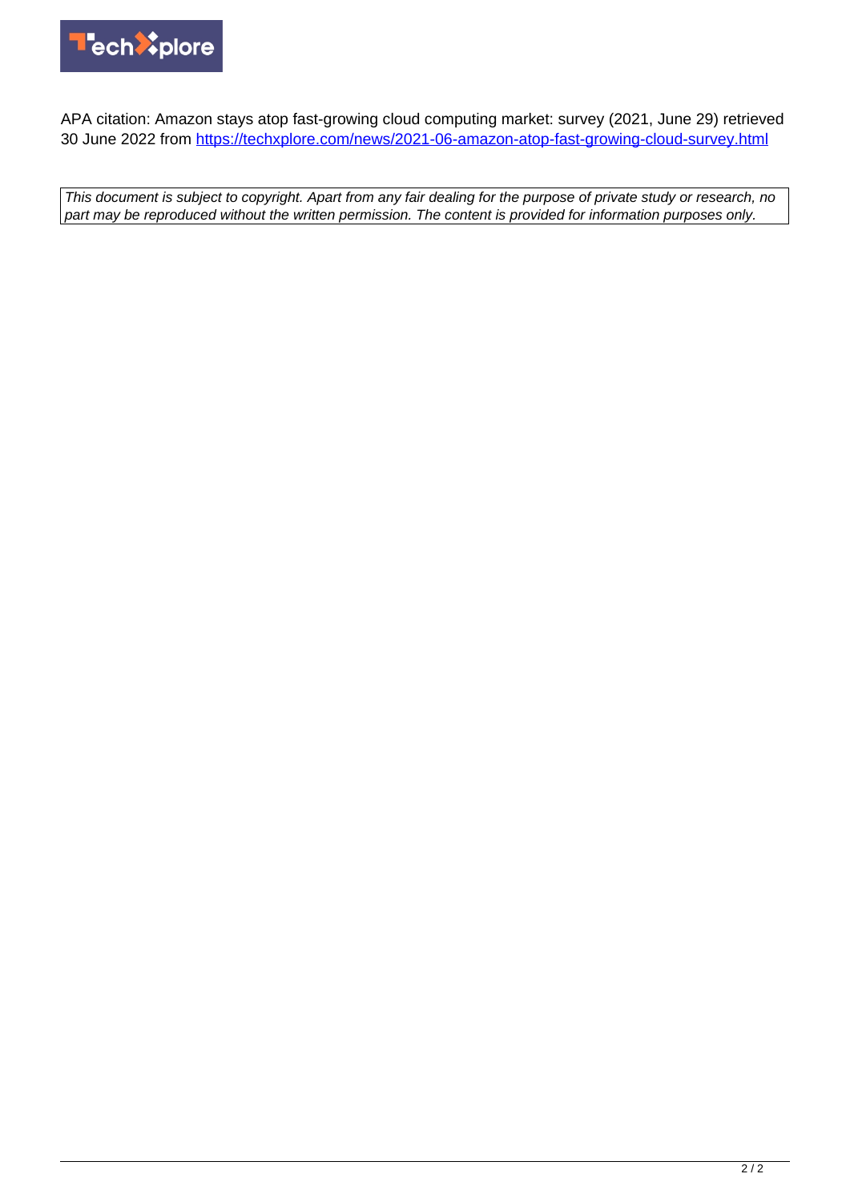APA citation: Amazon stays atop fast-growing cloud computing market: survey (2021, June 29) retrieved 30 June 2022 from https://techxplore.com/news/2021-06-amazon-atop-fast-growing-cloud-survey.html

*This document is subject to copyright. Apart from any fair dealing for the purpose of private study or research, no part may be reproduced without the written permission. The content is provided for information purposes only.*